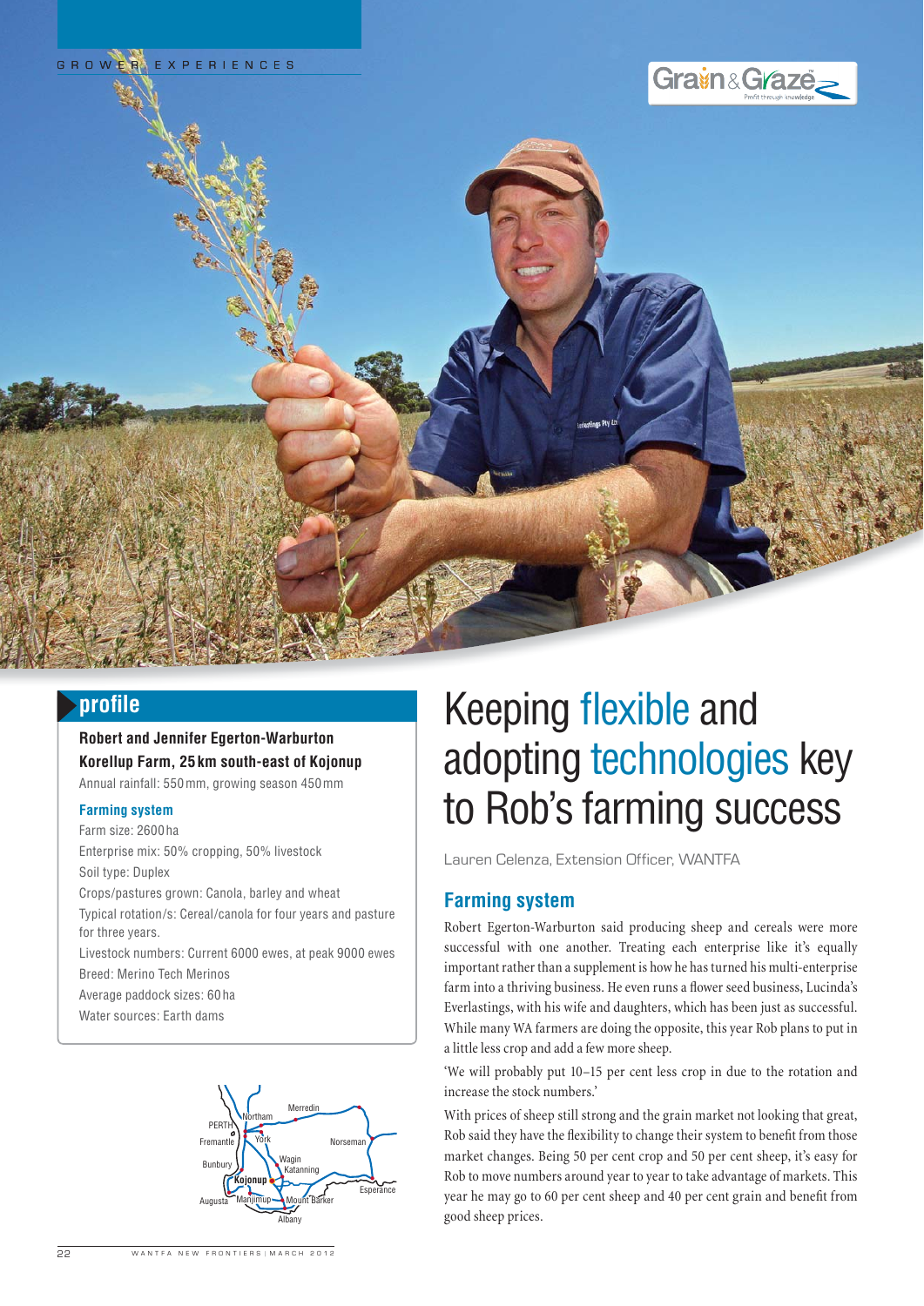GROWER EXPERIENCES

## profile

**Robert and Jennifer Egerton-Warburton**
**Korellup Farm, 25 km south-east of Kojonup**

Annual rainfall: 550 mm, growing season 450 mm

### Farming system

Farm size: 2600 ha
Enterprise mix: 50% cropping, 50% livestock
Soil type: Duplex
Crops/pastures grown: Canola, barley and wheat
Typical rotation/s: Cereal/canola for four years and pasture for three years.
Livestock numbers: Current 6000 ewes, at peak 9000 ewes
Breed: Merino Tech Merinos
Average paddock sizes: 60 ha
Water sources: Earth dams

# Keeping flexible and adopting technologies key to Rob's farming success

Lauren Celenza, Extension Officer, WANTFA

## Farming system

Robert Egerton-Warburton said producing sheep and cereals were more successful with one another. Treating each enterprise like it's equally important rather than a supplement is how he has turned his multi-enterprise farm into a thriving business. He even runs a flower seed business, Lucinda's Everlastings, with his wife and daughters, which has been just as successful. While many WA farmers are doing the opposite, this year Rob plans to put in a little less crop and add a few more sheep.

'We will probably put 10–15 per cent less crop in due to the rotation and increase the stock numbers.'

With prices of sheep still strong and the grain market not looking that great, Rob said they have the flexibility to change their system to benefit from those market changes. Being 50 per cent crop and 50 per cent sheep, it's easy for Rob to move numbers around year to year to take advantage of markets. This year he may go to 60 per cent sheep and 40 per cent grain and benefit from good sheep prices.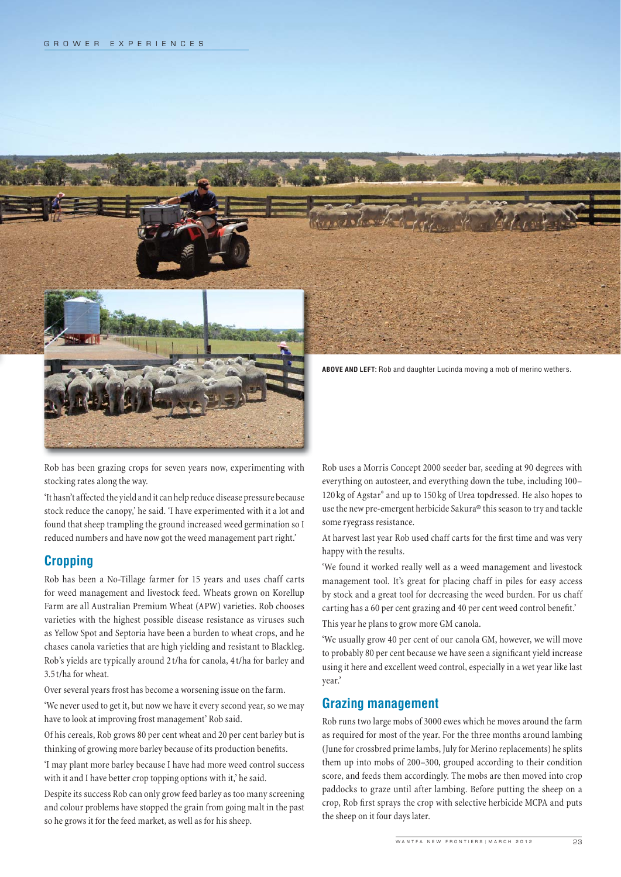**ABOVE AND LEFT:** Rob and daughter Lucinda moving a mob of merino wethers.

Rob has been grazing crops for seven years now, experimenting with stocking rates along the way.

'It hasn't affected the yield and it can help reduce disease pressure because stock reduce the canopy,' he said. 'I have experimented with it a lot and found that sheep trampling the ground increased weed germination so I reduced numbers and have now got the weed management part right.'

## Cropping

Rob has been a No-Tillage farmer for 15 years and uses chaff carts for weed management and livestock feed. Wheats grown on Korellup Farm are all Australian Premium Wheat (APW) varieties. Rob chooses varieties with the highest possible disease resistance as viruses such as Yellow Spot and Septoria have been a burden to wheat crops, and he chases canola varieties that are high yielding and resistant to Blackleg. Rob's yields are typically around 2 t/ha for canola, 4 t/ha for barley and 3.5 t/ha for wheat.

Over several years frost has become a worsening issue on the farm.

'We never used to get it, but now we have it every second year, so we may have to look at improving frost management' Rob said.

Of his cereals, Rob grows 80 per cent wheat and 20 per cent barley but is thinking of growing more barley because of its production benefits.

'I may plant more barley because I have had more weed control success with it and I have better crop topping options with it,' he said.

Despite its success Rob can only grow feed barley as too many screening and colour problems have stopped the grain from going malt in the past so he grows it for the feed market, as well as for his sheep.

Rob uses a Morris Concept 2000 seeder bar, seeding at 90 degrees with everything on autosteer, and everything down the tube, including 100–120 kg of Agstar® and up to 150 kg of Urea topdressed. He also hopes to use the new pre-emergent herbicide Sakura® this season to try and tackle some ryegrass resistance.

At harvest last year Rob used chaff carts for the first time and was very happy with the results.

'We found it worked really well as a weed management and livestock management tool. It's great for placing chaff in piles for easy access by stock and a great tool for decreasing the weed burden. For us chaff carting has a 60 per cent grazing and 40 per cent weed control benefit.'

This year he plans to grow more GM canola.

'We usually grow 40 per cent of our canola GM, however, we will move to probably 80 per cent because we have seen a significant yield increase using it here and excellent weed control, especially in a wet year like last year.'

## Grazing management

Rob runs two large mobs of 3000 ewes which he moves around the farm as required for most of the year. For the three months around lambing (June for crossbred prime lambs, July for Merino replacements) he splits them up into mobs of 200–300, grouped according to their condition score, and feeds them accordingly. The mobs are then moved into crop paddocks to graze until after lambing. Before putting the sheep on a crop, Rob first sprays the crop with selective herbicide MCPA and puts the sheep on it four days later.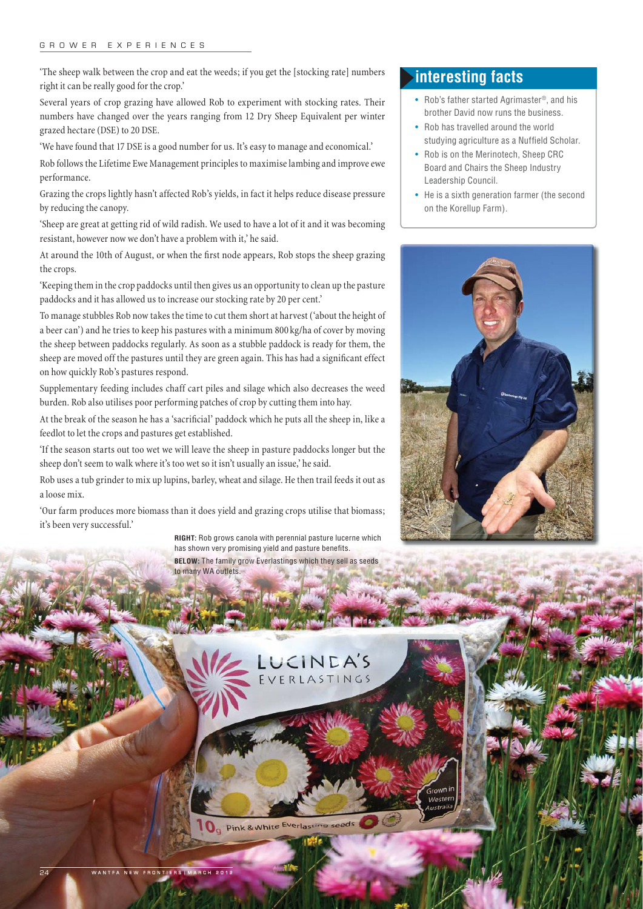'The sheep walk between the crop and eat the weeds; if you get the [stocking rate] numbers right it can be really good for the crop.'

Several years of crop grazing have allowed Rob to experiment with stocking rates. Their numbers have changed over the years ranging from 12 Dry Sheep Equivalent per winter grazed hectare (DSE) to 20 DSE.

'We have found that 17 DSE is a good number for us. It's easy to manage and economical.'

Rob follows the Lifetime Ewe Management principles to maximise lambing and improve ewe performance.

Grazing the crops lightly hasn't affected Rob's yields, in fact it helps reduce disease pressure by reducing the canopy.

'Sheep are great at getting rid of wild radish. We used to have a lot of it and it was becoming resistant, however now we don't have a problem with it,' he said.

At around the 10th of August, or when the first node appears, Rob stops the sheep grazing the crops.

'Keeping them in the crop paddocks until then gives us an opportunity to clean up the pasture paddocks and it has allowed us to increase our stocking rate by 20 per cent.'

To manage stubbles Rob now takes the time to cut them short at harvest ('about the height of a beer can') and he tries to keep his pastures with a minimum 800 kg/ha of cover by moving the sheep between paddocks regularly. As soon as a stubble paddock is ready for them, the sheep are moved off the pastures until they are green again. This has had a significant effect on how quickly Rob's pastures respond.

Supplementary feeding includes chaff cart piles and silage which also decreases the weed burden. Rob also utilises poor performing patches of crop by cutting them into hay.

At the break of the season he has a 'sacrificial' paddock which he puts all the sheep in, like a feedlot to let the crops and pastures get established.

'If the season starts out too wet we will leave the sheep in pasture paddocks longer but the sheep don't seem to walk where it's too wet so it isn't usually an issue,' he said.

Rob uses a tub grinder to mix up lupins, barley, wheat and silage. He then trail feeds it out as a loose mix.

'Our farm produces more biomass than it does yield and grazing crops utilise that biomass; it's been very successful.'

## interesting facts

- Rob's father started Agrimaster®, and his brother David now runs the business.
- Rob has travelled around the world studying agriculture as a Nuffield Scholar.
- Rob is on the Merinotech, Sheep CRC Board and Chairs the Sheep Industry Leadership Council.
- He is a sixth generation farmer (the second on the Korellup Farm).

**RIGHT:** Rob grows canola with perennial pasture lucerne which has shown very promising yield and pasture benefits.

**BELOW:** The family grow Everlastings which they sell as seeds to many WA outlets.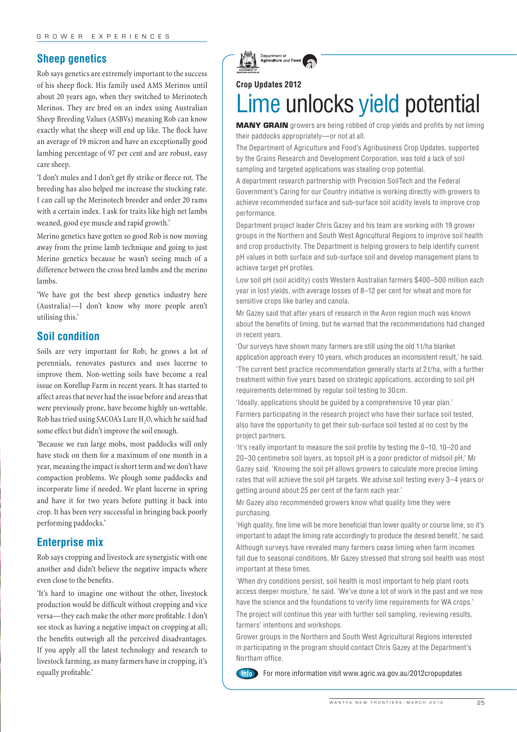## Sheep genetics

Rob says genetics are extremely important to the success of his sheep flock. His family used AMS Merinos until about 20 years ago, when they switched to Merinotech Merinos. They are bred on an index using Australian Sheep Breeding Values (ASBVs) meaning Rob can know exactly what the sheep will end up like. The flock have an average of 19 micron and have an exceptionally good lambing percentage of 97 per cent and are robust, easy care sheep.

'I don't mules and I don't get fly strike or fleece rot. The breeding has also helped me increase the stocking rate. I can call up the Merinotech breeder and order 20 rams with a certain index. I ask for traits like high net lambs weaned, good eye muscle and rapid growth.'

Merino genetics have gotten so good Rob is now moving away from the prime lamb technique and going to just Merino genetics because he wasn't seeing much of a difference between the cross bred lambs and the merino lambs.

'We have got the best sheep genetics industry here (Australia)—I don't know why more people aren't utilising this.'

## Soil condition

Soils are very important for Rob; he grows a lot of perennials, renovates pastures and uses lucerne to improve them. Non-wetting soils have become a real issue on Korellup Farm in recent years. It has started to affect areas that never had the issue before and areas that were previously prone, have become highly un-wettable. Rob has tried using SACOA's Lure $H_2O$, which he said had some effect but didn't improve the soil enough.

'Because we run large mobs, most paddocks will only have stock on them for a maximum of one month in a year, meaning the impact is short term and we don't have compaction problems. We plough some paddocks and incorporate lime if needed. We plant lucerne in spring and have it for two years before putting it back into crop. It has been very successful in bringing back poorly performing paddocks.'

## Enterprise mix

Rob says cropping and livestock are synergistic with one another and didn't believe the negative impacts where even close to the benefits.

'It's hard to imagine one without the other, livestock production would be difficult without cropping and vice versa—they each make the other more profitable. I don't see stock as having a negative impact on cropping at all; the benefits outweigh all the perceived disadvantages. If you apply all the latest technology and research to livestock farming, as many farmers have in cropping, it's equally profitable.'

Department of Agriculture and Food

**Crop Updates 2012**

# Lime unlocks yield potential

**MANY GRAIN** growers are being robbed of crop yields and profits by not liming their paddocks appropriately—or not at all.

The Department of Agriculture and Food's Agribusiness Crop Updates, supported by the Grains Research and Development Corporation, was told a lack of soil sampling and targeted applications was stealing crop potential.

A department research partnership with Precision SoilTech and the Federal Government's Caring for our Country initiative is working directly with growers to achieve recommended surface and sub-surface soil acidity levels to improve crop performance.

Department project leader Chris Gazey and his team are working with 19 grower groups in the Northern and South West Agricultural Regions to improve soil health and crop productivity. The Department is helping growers to help identify current pH values in both surface and sub-surface soil and develop management plans to achieve target pH profiles.

Low soil pH (soil acidity) costs Western Australian farmers $400–500 million each year in lost yields, with average losses of 8–12 per cent for wheat and more for sensitive crops like barley and canola.

Mr Gazey said that after years of research in the Avon region much was known about the benefits of liming, but he warned that the recommendations had changed in recent years.

'Our surveys have shown many farmers are still using the old 1 t/ha blanket application approach every 10 years, which produces an inconsistent result,' he said.

'The current best practice recommendation generally starts at 2 t/ha, with a further treatment within five years based on strategic applications, according to soil pH requirements determined by regular soil testing to 30 cm.

'Ideally, applications should be guided by a comprehensive 10 year plan.'

Farmers participating in the research project who have their surface soil tested, also have the opportunity to get their sub-surface soil tested at no cost by the project partners.

'It's really important to measure the soil profile by testing the 0–10, 10–20 and 20–30 centimetre soil layers, as topsoil pH is a poor predictor of midsoil pH,' Mr Gazey said. 'Knowing the soil pH allows growers to calculate more precise liming rates that will achieve the soil pH targets. We advise soil testing every 3–4 years or getting around about 25 per cent of the farm each year.'

Mr Gazey also recommended growers know what quality lime they were purchasing.

'High quality, fine lime will be more beneficial than lower quality or course lime, so it's important to adapt the liming rate accordingly to produce the desired benefit,' he said.

Although surveys have revealed many farmers cease liming when farm incomes fall due to seasonal conditions, Mr Gazey stressed that strong soil health was most important at these times.

'When dry conditions persist, soil health is most important to help plant roots access deeper moisture,' he said. 'We've done a lot of work in the past and we now have the science and the foundations to verify lime requirements for WA crops.'

The project will continue this year with further soil sampling, reviewing results, farmers' intentions and workshops.

Grower groups in the Northern and South West Agricultural Regions interested in participating in the program should contact Chris Gazey at the Department's Northam office.

**info** For more information visit www.agric.wa.gov.au/2012cropupdates